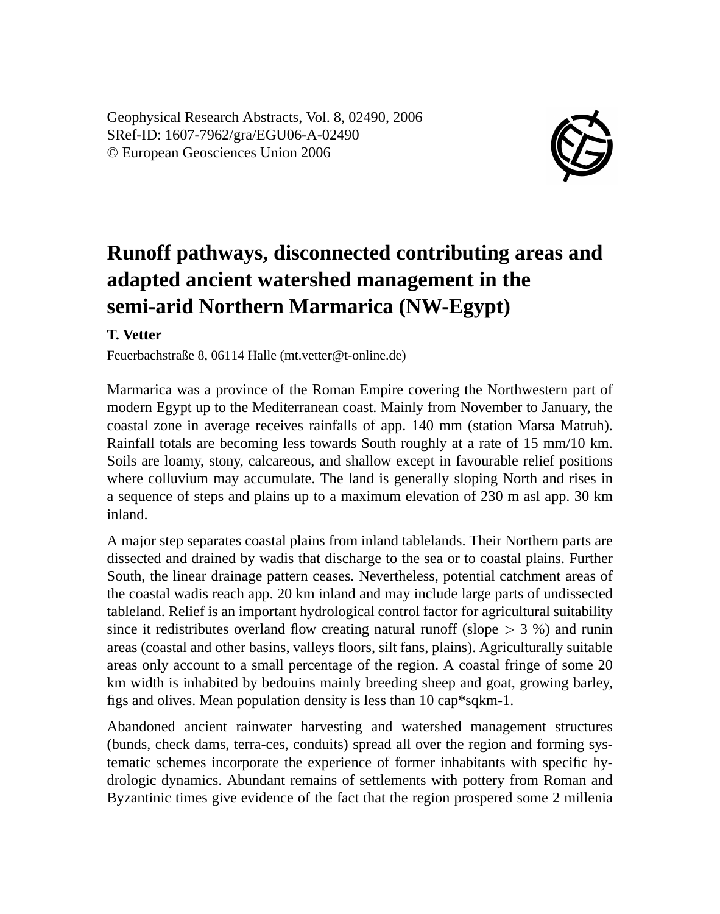Geophysical Research Abstracts, Vol. 8, 02490, 2006
SRef-ID: 1607-7962/gra/EGU06-A-02490
© European Geosciences Union 2006

# Runoff pathways, disconnected contributing areas and adapted ancient watershed management in the semi-arid Northern Marmarica (NW-Egypt)

**T. Vetter**

Feuerbachstraße 8, 06114 Halle (mt.vetter@t-online.de)

Marmarica was a province of the Roman Empire covering the Northwestern part of modern Egypt up to the Mediterranean coast. Mainly from November to January, the coastal zone in average receives rainfalls of app. 140 mm (station Marsa Matruh). Rainfall totals are becoming less towards South roughly at a rate of 15 mm/10 km. Soils are loamy, stony, calcareous, and shallow except in favourable relief positions where colluvium may accumulate. The land is generally sloping North and rises in a sequence of steps and plains up to a maximum elevation of 230 m asl app. 30 km inland.

A major step separates coastal plains from inland tablelands. Their Northern parts are dissected and drained by wadis that discharge to the sea or to coastal plains. Further South, the linear drainage pattern ceases. Nevertheless, potential catchment areas of the coastal wadis reach app. 20 km inland and may include large parts of undissected tableland. Relief is an important hydrological control factor for agricultural suitability since it redistributes overland flow creating natural runoff (slope $> 3$ %) and runin areas (coastal and other basins, valleys floors, silt fans, plains). Agriculturally suitable areas only account to a small percentage of the region. A coastal fringe of some 20 km width is inhabited by bedouins mainly breeding sheep and goat, growing barley, figs and olives. Mean population density is less than 10 cap*sqkm-1.

Abandoned ancient rainwater harvesting and watershed management structures (bunds, check dams, terra-ces, conduits) spread all over the region and forming systematic schemes incorporate the experience of former inhabitants with specific hydrologic dynamics. Abundant remains of settlements with pottery from Roman and Byzantinic times give evidence of the fact that the region prospered some 2 millenia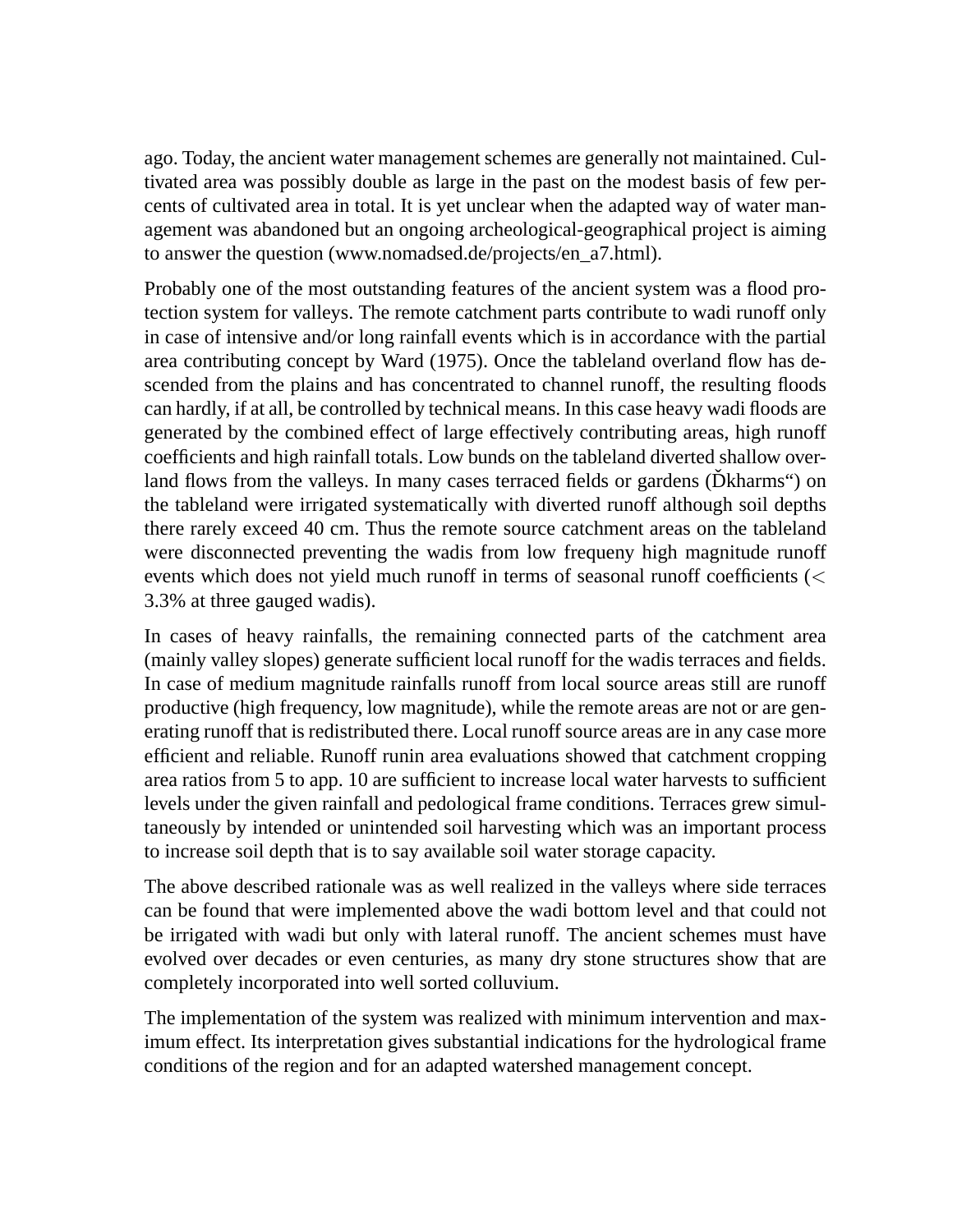ago. Today, the ancient water management schemes are generally not maintained. Cultivated area was possibly double as large in the past on the modest basis of few percents of cultivated area in total. It is yet unclear when the adapted way of water management was abandoned but an ongoing archeological-geographical project is aiming to answer the question (www.nomadsed.de/projects/en_a7.html).

Probably one of the most outstanding features of the ancient system was a flood protection system for valleys. The remote catchment parts contribute to wadi runoff only in case of intensive and/or long rainfall events which is in accordance with the partial area contributing concept by Ward (1975). Once the tableland overland flow has descended from the plains and has concentrated to channel runoff, the resulting floods can hardly, if at all, be controlled by technical means. In this case heavy wadi floods are generated by the combined effect of large effectively contributing areas, high runoff coefficients and high rainfall totals. Low bunds on the tableland diverted shallow overland flows from the valleys. In many cases terraced fields or gardens (Ďkharms") on the tableland were irrigated systematically with diverted runoff although soil depths there rarely exceed 40 cm. Thus the remote source catchment areas on the tableland were disconnected preventing the wadis from low frequeny high magnitude runoff events which does not yield much runoff in terms of seasonal runoff coefficients ($<$ 3.3% at three gauged wadis).

In cases of heavy rainfalls, the remaining connected parts of the catchment area (mainly valley slopes) generate sufficient local runoff for the wadis terraces and fields. In case of medium magnitude rainfalls runoff from local source areas still are runoff productive (high frequency, low magnitude), while the remote areas are not or are generating runoff that is redistributed there. Local runoff source areas are in any case more efficient and reliable. Runoff runin area evaluations showed that catchment cropping area ratios from 5 to app. 10 are sufficient to increase local water harvests to sufficient levels under the given rainfall and pedological frame conditions. Terraces grew simultaneously by intended or unintended soil harvesting which was an important process to increase soil depth that is to say available soil water storage capacity.

The above described rationale was as well realized in the valleys where side terraces can be found that were implemented above the wadi bottom level and that could not be irrigated with wadi but only with lateral runoff. The ancient schemes must have evolved over decades or even centuries, as many dry stone structures show that are completely incorporated into well sorted colluvium.

The implementation of the system was realized with minimum intervention and maximum effect. Its interpretation gives substantial indications for the hydrological frame conditions of the region and for an adapted watershed management concept.